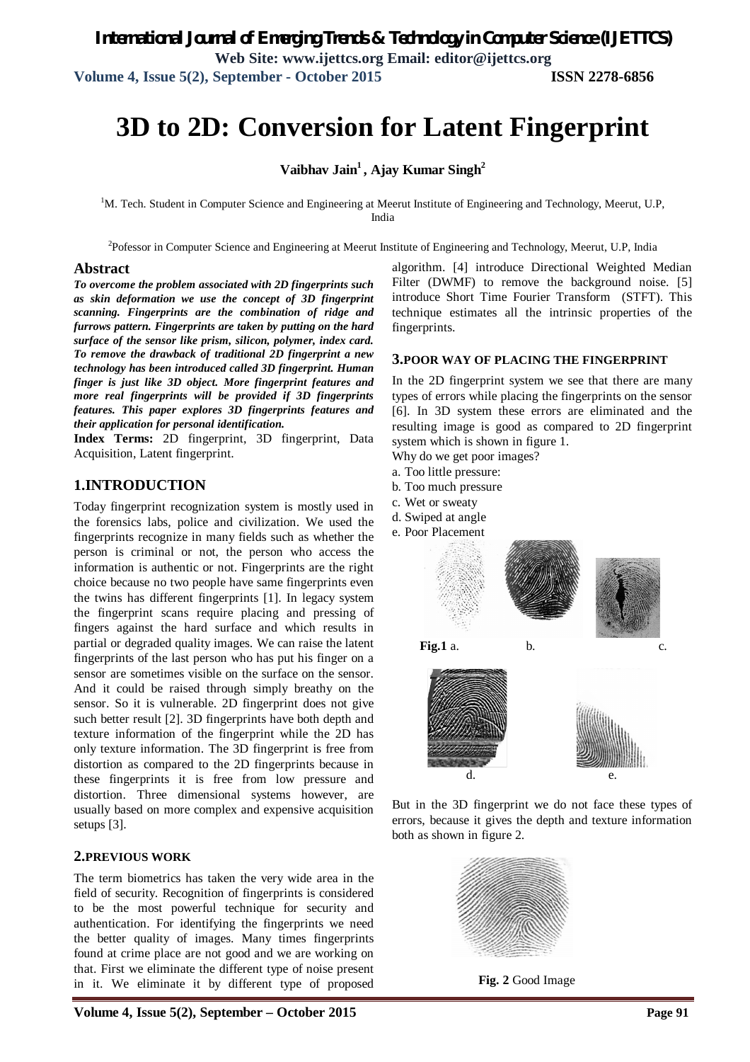# 3D to 2D: Conversion for Latent Fingerprint

**Vaibhav Jain[1], Ajay Kumar Singh[2]**

[1]M. Tech. Student in Computer Science and Engineering at Meerut Institute of Engineering and Technology, Meerut, U.P, India

[2]Pofessor in Computer Science and Engineering at Meerut Institute of Engineering and Technology, Meerut, U.P, India

## Abstract

***To overcome the problem associated with 2D fingerprints such as skin deformation we use the concept of 3D fingerprint scanning. Fingerprints are the combination of ridge and furrows pattern. Fingerprints are taken by putting on the hard surface of the sensor like prism, silicon, polymer, index card. To remove the drawback of traditional 2D fingerprint a new technology has been introduced called 3D fingerprint. Human finger is just like 3D object. More fingerprint features and more real fingerprints will be provided if 3D fingerprints features. This paper explores 3D fingerprints features and their application for personal identification.***

**Index Terms:** 2D fingerprint, 3D fingerprint, Data Acquisition, Latent fingerprint.

## 1.INTRODUCTION

Today fingerprint recognization system is mostly used in the forensics labs, police and civilization. We used the fingerprints recognize in many fields such as whether the person is criminal or not, the person who access the information is authentic or not. Fingerprints are the right choice because no two people have same fingerprints even the twins has different fingerprints [1]. In legacy system the fingerprint scans require placing and pressing of fingers against the hard surface and which results in partial or degraded quality images. We can raise the latent fingerprints of the last person who has put his finger on a sensor are sometimes visible on the surface on the sensor. And it could be raised through simply breathy on the sensor. So it is vulnerable. 2D fingerprint does not give such better result [2]. 3D fingerprints have both depth and texture information of the fingerprint while the 2D has only texture information. The 3D fingerprint is free from distortion as compared to the 2D fingerprints because in these fingerprints it is free from low pressure and distortion. Three dimensional systems however, are usually based on more complex and expensive acquisition setups [3].

## 2.PREVIOUS WORK

The term biometrics has taken the very wide area in the field of security. Recognition of fingerprints is considered to be the most powerful technique for security and authentication. For identifying the fingerprints we need the better quality of images. Many times fingerprints found at crime place are not good and we are working on that. First we eliminate the different type of noise present in it. We eliminate it by different type of proposed algorithm. [4] introduce Directional Weighted Median Filter (DWMF) to remove the background noise. [5] introduce Short Time Fourier Transform (STFT). This technique estimates all the intrinsic properties of the fingerprints.

## 3.POOR WAY OF PLACING THE FINGERPRINT

In the 2D fingerprint system we see that there are many types of errors while placing the fingerprints on the sensor [6]. In 3D system these errors are eliminated and the resulting image is good as compared to 2D fingerprint system which is shown in figure 1.

Why do we get poor images?

a. Too little pressure:
b. Too much pressure
c. Wet or sweaty
d. Swiped at angle
e. Poor Placement

**Fig.1** a. b. c. d. e.

But in the 3D fingerprint we do not face these types of errors, because it gives the depth and texture information both as shown in figure 2.

**Fig. 2** Good Image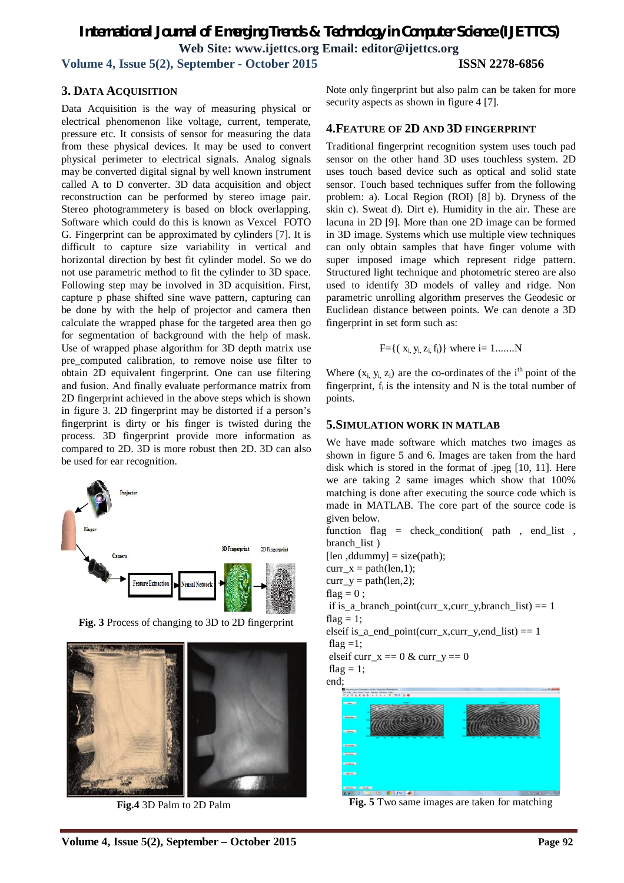## 3. DATA ACQUISITION

Data Acquisition is the way of measuring physical or electrical phenomenon like voltage, current, temperate, pressure etc. It consists of sensor for measuring the data from these physical devices. It may be used to convert physical perimeter to electrical signals. Analog signals may be converted digital signal by well known instrument called A to D converter. 3D data acquisition and object reconstruction can be performed by stereo image pair. Stereo photogrammetery is based on block overlapping. Software which could do this is known as Vexcel FOTO G. Fingerprint can be approximated by cylinders [7]. It is difficult to capture size variability in vertical and horizontal direction by best fit cylinder model. So we do not use parametric method to fit the cylinder to 3D space. Following step may be involved in 3D acquisition. First, capture p phase shifted sine wave pattern, capturing can be done by with the help of projector and camera then calculate the wrapped phase for the targeted area then go for segmentation of background with the help of mask. Use of wrapped phase algorithm for 3D depth matrix use pre_computed calibration, to remove noise use filter to obtain 2D equivalent fingerprint. One can use filtering and fusion. And finally evaluate performance matrix from 2D fingerprint achieved in the above steps which is shown in figure 3. 2D fingerprint may be distorted if a person's fingerprint is dirty or his finger is twisted during the process. 3D fingerprint provide more information as compared to 2D. 3D is more robust then 2D. 3D can also be used for ear recognition.

**Fig. 3** Process of changing to 3D to 2D fingerprint

**Fig.4** 3D Palm to 2D Palm

Note only fingerprint but also palm can be taken for more security aspects as shown in figure 4 [7].

## 4.FEATURE OF 2D AND 3D FINGERPRINT

Traditional fingerprint recognition system uses touch pad sensor on the other hand 3D uses touchless system. 2D uses touch based device such as optical and solid state sensor. Touch based techniques suffer from the following problem: a). Local Region (ROI) [8] b). Dryness of the skin c). Sweat d). Dirt e). Humidity in the air. These are lacuna in 2D [9]. More than one 2D image can be formed in 3D image. Systems which use multiple view techniques can only obtain samples that have finger volume with super imposed image which represent ridge pattern. Structured light technique and photometric stereo are also used to identify 3D models of valley and ridge. Non parametric unrolling algorithm preserves the Geodesic or Euclidean distance between points. We can denote a 3D fingerprint in set form such as:

$$F=\{(x_i, y_i, z_i, f_i)\} \text{ where } i= 1.......N$$

Where $(x_i, y_i, z_i)$ are the co-ordinates of the $i^{th}$ point of the fingerprint, $f_i$ is the intensity and N is the total number of points.

## 5.SIMULATION WORK IN MATLAB

We have made software which matches two images as shown in figure 5 and 6. Images are taken from the hard disk which is stored in the format of .jpeg [10, 11]. Here we are taking 2 same images which show that 100% matching is done after executing the source code which is made in MATLAB. The core part of the source code is given below.

```
function flag = check_condition( path , end_list , branch_list )
[len ,ddummy] = size(path);
curr_x = path(len,1);
curr_y = path(len,2);
flag = 0 ;
 if is_a_branch_point(curr_x,curr_y,branch_list) == 1
flag = 1;
elseif is_a_end_point(curr_x,curr_y,end_list) == 1
 flag =1;
 elseif curr_x == 0 & curr_y == 0
 flag = 1;
end;
```

**Fig. 5** Two same images are taken for matching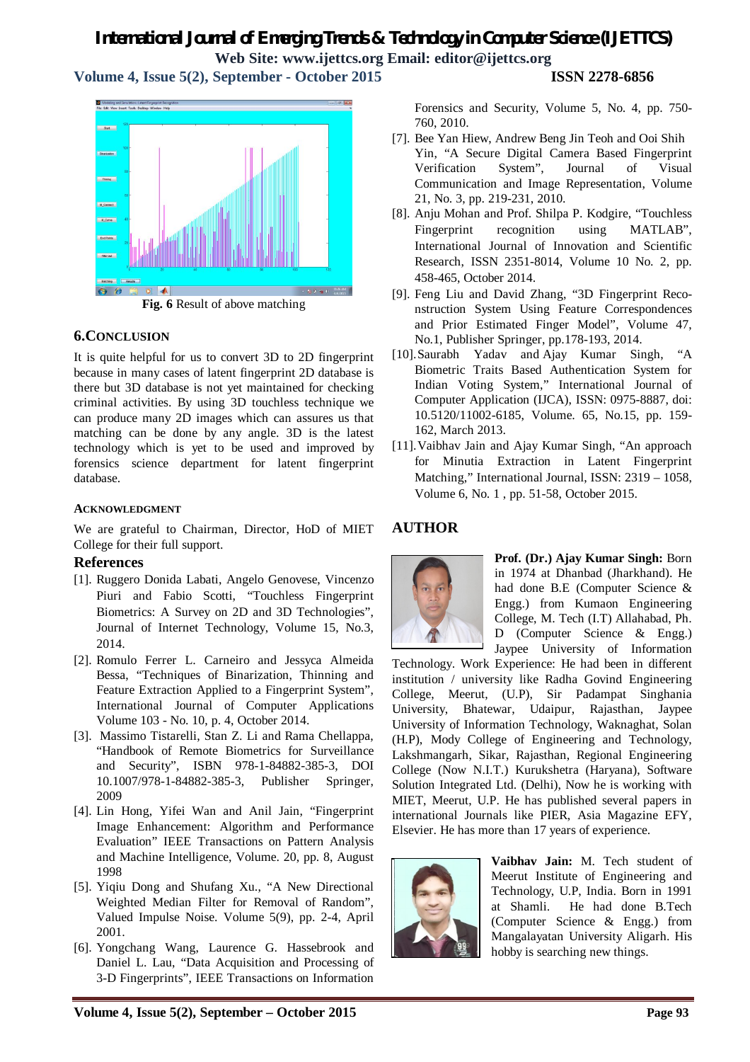Fig. 6 Result of above matching

## 6.CONCLUSION

It is quite helpful for us to convert 3D to 2D fingerprint because in many cases of latent fingerprint 2D database is there but 3D database is not yet maintained for checking criminal activities. By using 3D touchless technique we can produce many 2D images which can assures us that matching can be done by any angle. 3D is the latest technology which is yet to be used and improved by forensics science department for latent fingerprint database.

### ACKNOWLEDGMENT

We are grateful to Chairman, Director, HoD of MIET College for their full support.

## References

[1]. Ruggero Donida Labati, Angelo Genovese, Vincenzo Piuri and Fabio Scotti, "Touchless Fingerprint Biometrics: A Survey on 2D and 3D Technologies", Journal of Internet Technology, Volume 15, No.3, 2014.

[2]. Romulo Ferrer L. Carneiro and Jessyca Almeida Bessa, "Techniques of Binarization, Thinning and Feature Extraction Applied to a Fingerprint System", International Journal of Computer Applications Volume 103 - No. 10, p. 4, October 2014.

[3]. Massimo Tistarelli, Stan Z. Li and Rama Chellappa, "Handbook of Remote Biometrics for Surveillance and Security", ISBN 978-1-84882-385-3, DOI 10.1007/978-1-84882-385-3, Publisher Springer, 2009

[4]. Lin Hong, Yifei Wan and Anil Jain, "Fingerprint Image Enhancement: Algorithm and Performance Evaluation" IEEE Transactions on Pattern Analysis and Machine Intelligence, Volume. 20, pp. 8, August 1998

[5]. Yiqiu Dong and Shufang Xu., "A New Directional Weighted Median Filter for Removal of Random", Valued Impulse Noise. Volume 5(9), pp. 2-4, April 2001.

[6]. Yongchang Wang, Laurence G. Hassebrook and Daniel L. Lau, "Data Acquisition and Processing of 3-D Fingerprints", IEEE Transactions on Information Forensics and Security, Volume 5, No. 4, pp. 750-760, 2010.

[7]. Bee Yan Hiew, Andrew Beng Jin Teoh and Ooi Shih Yin, "A Secure Digital Camera Based Fingerprint Verification System", Journal of Visual Communication and Image Representation, Volume 21, No. 3, pp. 219-231, 2010.

[8]. Anju Mohan and Prof. Shilpa P. Kodgire, "Touchless Fingerprint recognition using MATLAB", International Journal of Innovation and Scientific Research, ISSN 2351-8014, Volume 10 No. 2, pp. 458-465, October 2014.

[9]. Feng Liu and David Zhang, "3D Fingerprint Reconstruction System Using Feature Correspondences and Prior Estimated Finger Model", Volume 47, No.1, Publisher Springer, pp.178-193, 2014.

[10]. Saurabh Yadav and Ajay Kumar Singh, "A Biometric Traits Based Authentication System for Indian Voting System," International Journal of Computer Application (IJCA), ISSN: 0975-8887, doi: 10.5120/11002-6185, Volume. 65, No.15, pp. 159-162, March 2013.

[11]. Vaibhav Jain and Ajay Kumar Singh, "An approach for Minutia Extraction in Latent Fingerprint Matching," International Journal, ISSN: 2319 – 1058, Volume 6, No. 1 , pp. 51-58, October 2015.

## AUTHOR

**Prof. (Dr.) Ajay Kumar Singh:** Born in 1974 at Dhanbad (Jharkhand). He had done B.E (Computer Science & Engg.) from Kumaon Engineering College, M. Tech (I.T) Allahabad, Ph. D (Computer Science & Engg.) Jaypee University of Information Technology. Work Experience: He had been in different institution / university like Radha Govind Engineering College, Meerut, (U.P), Sir Padampat Singhania University, Bhatewar, Udaipur, Rajasthan, Jaypee University of Information Technology, Waknaghat, Solan (H.P), Mody College of Engineering and Technology, Lakshmangarh, Sikar, Rajasthan, Regional Engineering College (Now N.I.T.) Kurukshetra (Haryana), Software Solution Integrated Ltd. (Delhi), Now he is working with MIET, Meerut, U.P. He has published several papers in international Journals like PIER, Asia Magazine EFY, Elsevier. He has more than 17 years of experience.

**Vaibhav Jain:** M. Tech student of Meerut Institute of Engineering and Technology, U.P, India. Born in 1991 at Shamli. He had done B.Tech (Computer Science & Engg.) from Mangalayatan University Aligarh. His hobby is searching new things.